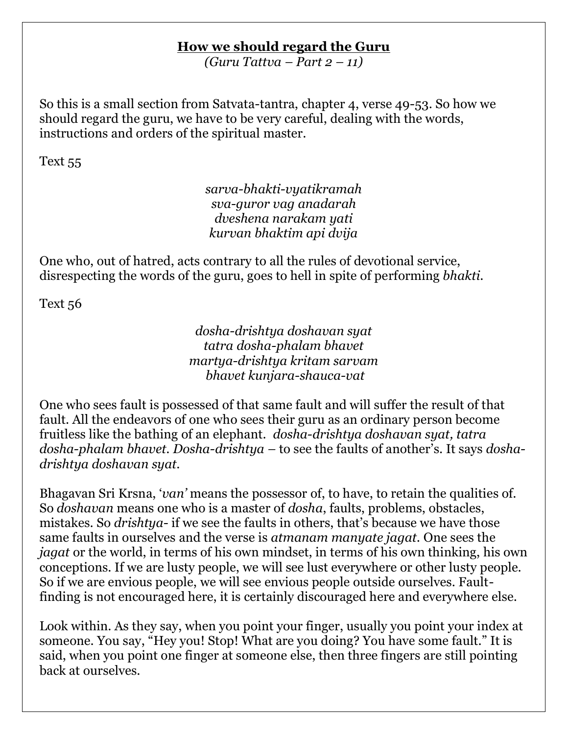# <u>How we should regard the Guru</u>

*(Guru Tattva – Part 2 – 11)*

So this is a small section from Satvata-tantra, chapter 4, verse 49-53. So how we should regard the guru, we have to be very careful, dealing with the words, instructions and orders of the spiritual master.

Text 55

*sarva-bhakti-vyatikramah*
*sva-guror vag anadarah*
*dveshena narakam yati*
*kurvan bhaktim api dvija*

One who, out of hatred, acts contrary to all the rules of devotional service, disrespecting the words of the guru, goes to hell in spite of performing *bhakti*.

Text 56

*dosha-drishtya doshavan syat*
*tatra dosha-phalam bhavet*
*martya-drishtya kritam sarvam*
*bhavet kunjara-shauca-vat*

One who sees fault is possessed of that same fault and will suffer the result of that fault. All the endeavors of one who sees their guru as an ordinary person become fruitless like the bathing of an elephant. *dosha-drishtya doshavan syat, tatra dosha-phalam bhavet*. *Dosha-drishtya* – to see the faults of another's. It says *dosha-drishtya doshavan syat*.

Bhagavan Sri Krsna, '*van'* means the possessor of, to have, to retain the qualities of. So *doshavan* means one who is a master of *dosha*, faults, problems, obstacles, mistakes. So *drishtya*- if we see the faults in others, that's because we have those same faults in ourselves and the verse is *atmanam manyate jagat*. One sees the *jagat* or the world, in terms of his own mindset, in terms of his own thinking, his own conceptions. If we are lusty people, we will see lust everywhere or other lusty people. So if we are envious people, we will see envious people outside ourselves. Fault-finding is not encouraged here, it is certainly discouraged here and everywhere else.

Look within. As they say, when you point your finger, usually you point your index at someone. You say, "Hey you! Stop! What are you doing? You have some fault." It is said, when you point one finger at someone else, then three fingers are still pointing back at ourselves.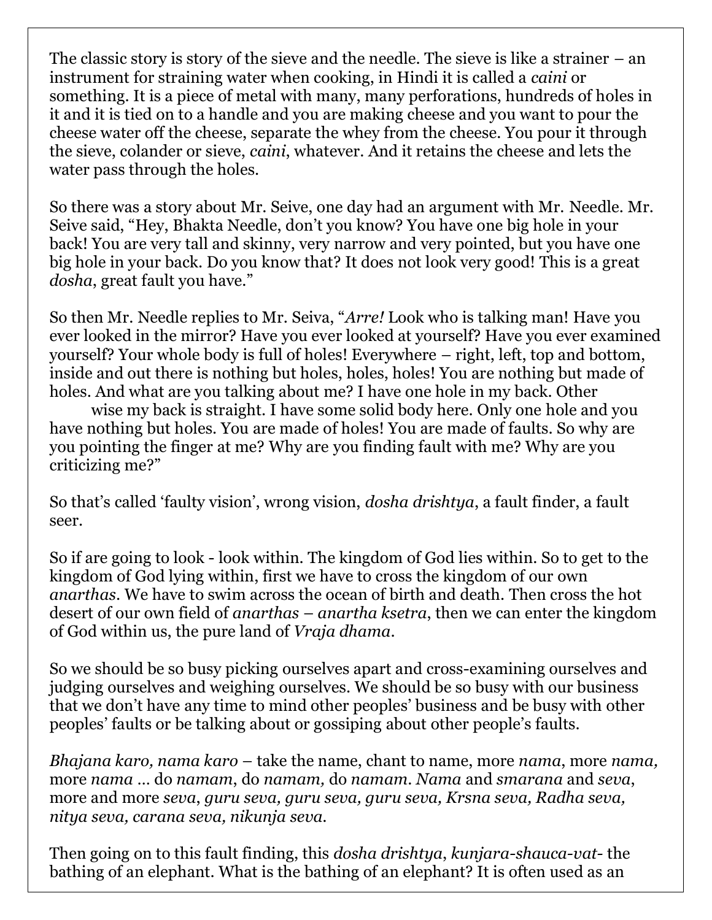The classic story is story of the sieve and the needle. The sieve is like a strainer – an instrument for straining water when cooking, in Hindi it is called a *caini* or something. It is a piece of metal with many, many perforations, hundreds of holes in it and it is tied on to a handle and you are making cheese and you want to pour the cheese water off the cheese, separate the whey from the cheese. You pour it through the sieve, colander or sieve, *caini*, whatever. And it retains the cheese and lets the water pass through the holes.

So there was a story about Mr. Seive, one day had an argument with Mr. Needle. Mr. Seive said, "Hey, Bhakta Needle, don't you know? You have one big hole in your back! You are very tall and skinny, very narrow and very pointed, but you have one big hole in your back. Do you know that? It does not look very good! This is a great *dosha*, great fault you have."

So then Mr. Needle replies to Mr. Seiva, "*Arre!* Look who is talking man! Have you ever looked in the mirror? Have you ever looked at yourself? Have you ever examined yourself? Your whole body is full of holes! Everywhere – right, left, top and bottom, inside and out there is nothing but holes, holes, holes! You are nothing but made of holes. And what are you talking about me? I have one hole in my back. Other wise my back is straight. I have some solid body here. Only one hole and you have nothing but holes. You are made of holes! You are made of faults. So why are you pointing the finger at me? Why are you finding fault with me? Why are you criticizing me?"

So that's called 'faulty vision', wrong vision, *dosha drishtya*, a fault finder, a fault seer.

So if are going to look - look within. The kingdom of God lies within. So to get to the kingdom of God lying within, first we have to cross the kingdom of our own *anarthas*. We have to swim across the ocean of birth and death. Then cross the hot desert of our own field of *anarthas* – *anartha ksetra*, then we can enter the kingdom of God within us, the pure land of *Vraja dhama*.

So we should be so busy picking ourselves apart and cross-examining ourselves and judging ourselves and weighing ourselves. We should be so busy with our business that we don't have any time to mind other peoples' business and be busy with other peoples' faults or be talking about or gossiping about other people's faults.

*Bhajana karo, nama karo* – take the name, chant to name, more *nama*, more *nama,* more *nama* … do *namam*, do *namam,* do *namam*. *Nama* and *smarana* and *seva*, more and more *seva*, *guru seva, guru seva, guru seva, Krsna seva, Radha seva, nitya seva, carana seva, nikunja seva*.

Then going on to this fault finding, this *dosha drishtya*, *kunjara-shauca-vat-* the bathing of an elephant. What is the bathing of an elephant? It is often used as an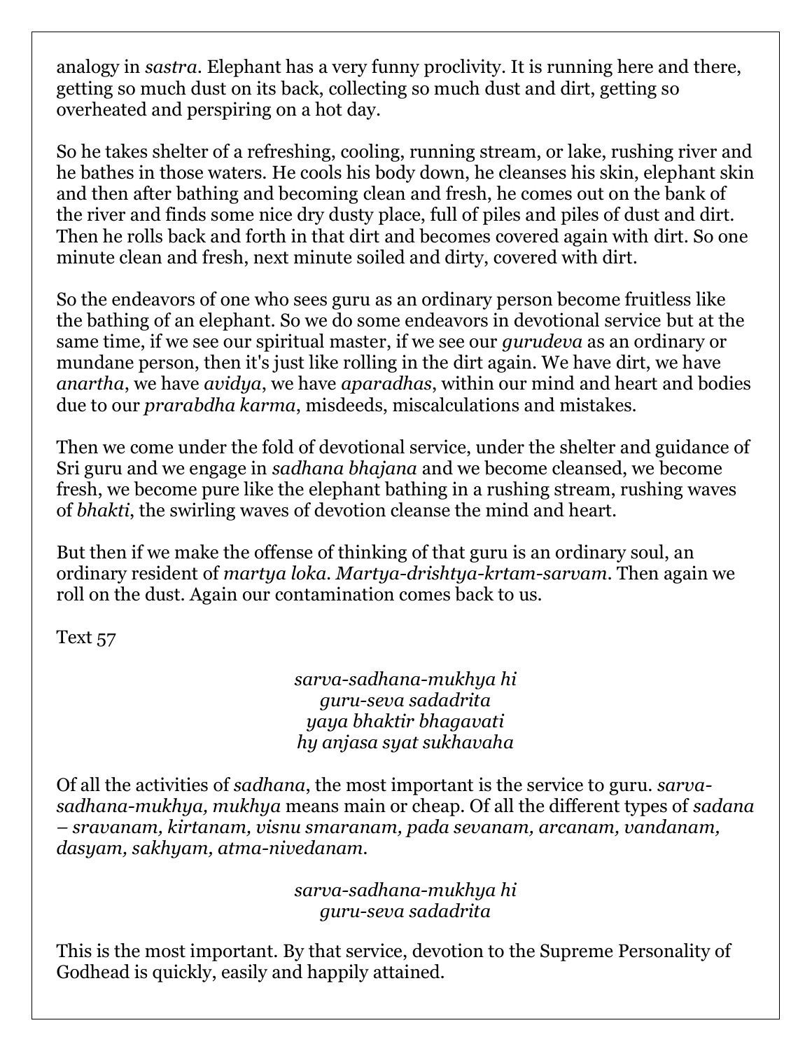analogy in *sastra*. Elephant has a very funny proclivity. It is running here and there, getting so much dust on its back, collecting so much dust and dirt, getting so overheated and perspiring on a hot day.

So he takes shelter of a refreshing, cooling, running stream, or lake, rushing river and he bathes in those waters. He cools his body down, he cleanses his skin, elephant skin and then after bathing and becoming clean and fresh, he comes out on the bank of the river and finds some nice dry dusty place, full of piles and piles of dust and dirt. Then he rolls back and forth in that dirt and becomes covered again with dirt. So one minute clean and fresh, next minute soiled and dirty, covered with dirt.

So the endeavors of one who sees guru as an ordinary person become fruitless like the bathing of an elephant. So we do some endeavors in devotional service but at the same time, if we see our spiritual master, if we see our *gurudeva* as an ordinary or mundane person, then it's just like rolling in the dirt again. We have dirt, we have *anartha*, we have *avidya*, we have *aparadhas*, within our mind and heart and bodies due to our *prarabdha karma*, misdeeds, miscalculations and mistakes.

Then we come under the fold of devotional service, under the shelter and guidance of Sri guru and we engage in *sadhana bhajana* and we become cleansed, we become fresh, we become pure like the elephant bathing in a rushing stream, rushing waves of *bhakti*, the swirling waves of devotion cleanse the mind and heart.

But then if we make the offense of thinking of that guru is an ordinary soul, an ordinary resident of *martya loka*. *Martya-drishtya-krtam-sarvam*. Then again we roll on the dust. Again our contamination comes back to us.

Text 57

*sarva-sadhana-mukhya hi*
*guru-seva sadadrita*
*yaya bhaktir bhagavati*
*hy anjasa syat sukhavaha*

Of all the activities of *sadhana*, the most important is the service to guru. *sarva-sadhana-mukhya, mukhya* means main or cheap. Of all the different types of *sadana* – *sravanam, kirtanam, visnu smaranam, pada sevanam, arcanam, vandanam, dasyam, sakhyam, atma-nivedanam.*

*sarva-sadhana-mukhya hi*
*guru-seva sadadrita*

This is the most important. By that service, devotion to the Supreme Personality of Godhead is quickly, easily and happily attained.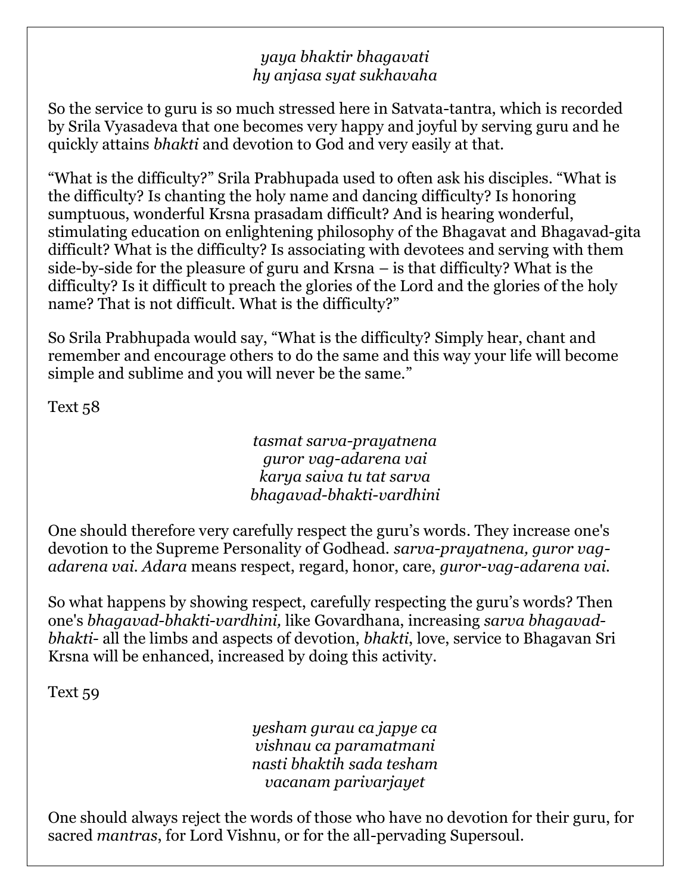*yaya bhaktir bhagavati*
*hy anjasa syat sukhavaha*

So the service to guru is so much stressed here in Satvata-tantra, which is recorded by Srila Vyasadeva that one becomes very happy and joyful by serving guru and he quickly attains *bhakti* and devotion to God and very easily at that.

"What is the difficulty?" Srila Prabhupada used to often ask his disciples. "What is the difficulty? Is chanting the holy name and dancing difficulty? Is honoring sumptuous, wonderful Krsna prasadam difficult? And is hearing wonderful, stimulating education on enlightening philosophy of the Bhagavat and Bhagavad-gita difficult? What is the difficulty? Is associating with devotees and serving with them side-by-side for the pleasure of guru and Krsna – is that difficulty? What is the difficulty? Is it difficult to preach the glories of the Lord and the glories of the holy name? That is not difficult. What is the difficulty?"

So Srila Prabhupada would say, "What is the difficulty? Simply hear, chant and remember and encourage others to do the same and this way your life will become simple and sublime and you will never be the same."

Text 58

*tasmat sarva-prayatnena*
*guror vag-adarena vai*
*karya saiva tu tat sarva*
*bhagavad-bhakti-vardhini*

One should therefore very carefully respect the guru's words. They increase one's devotion to the Supreme Personality of Godhead. *sarva-prayatnena, guror vag-adarena vai. Adara* means respect, regard, honor, care, *guror-vag-adarena vai.*

So what happens by showing respect, carefully respecting the guru's words? Then one's *bhagavad-bhakti-vardhini,* like Govardhana, increasing *sarva bhagavad-bhakti*- all the limbs and aspects of devotion, *bhakti*, love, service to Bhagavan Sri Krsna will be enhanced, increased by doing this activity.

Text 59

*yesham gurau ca japye ca*
*vishnau ca paramatmani*
*nasti bhaktih sada tesham*
*vacanam parivarjayet*

One should always reject the words of those who have no devotion for their guru, for sacred *mantras*, for Lord Vishnu, or for the all-pervading Supersoul.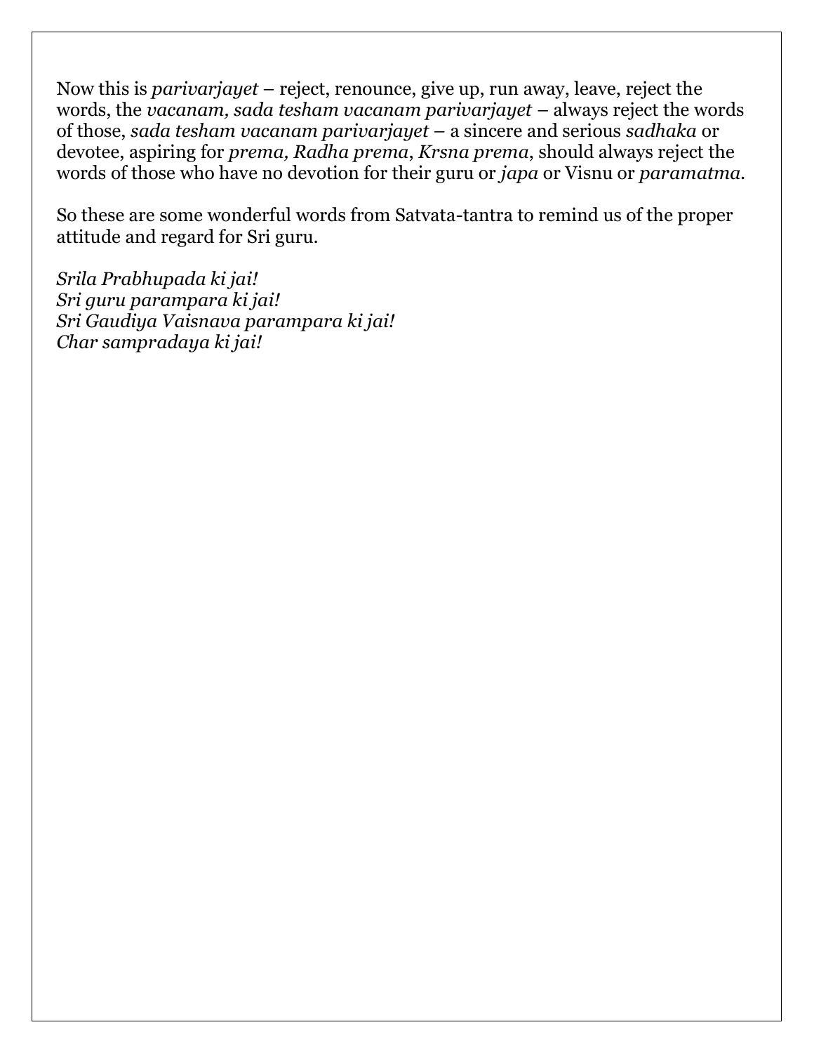Now this is *parivarjayet* – reject, renounce, give up, run away, leave, reject the words, the *vacanam, sada tesham vacanam parivarjayet* – always reject the words of those, *sada tesham vacanam parivarjayet* – a sincere and serious *sadhaka* or devotee, aspiring for *prema, Radha prema*, *Krsna prema*, should always reject the words of those who have no devotion for their guru or *japa* or Visnu or *paramatma*.

So these are some wonderful words from Satvata-tantra to remind us of the proper attitude and regard for Sri guru.

*Srila Prabhupada ki jai!*
*Sri guru parampara ki jai!*
*Sri Gaudiya Vaisnava parampara ki jai!*
*Char sampradaya ki jai!*